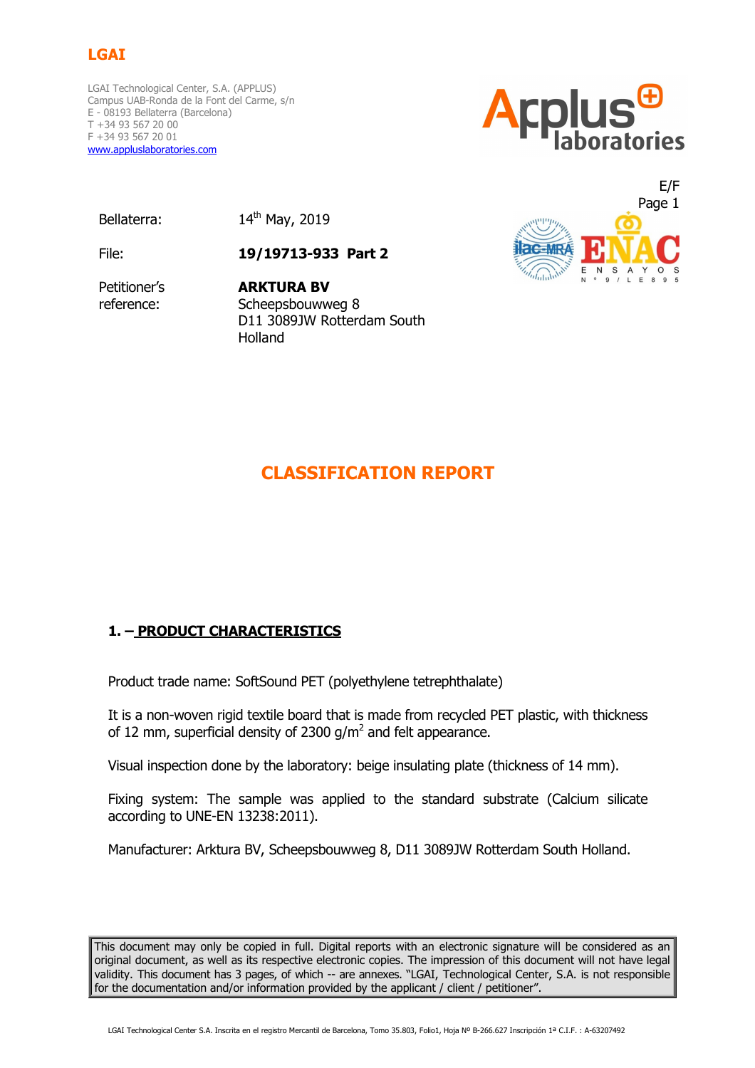**LGAI**

LGAI Technological Center, S.A. (APPLUS)
Campus UAB-Ronda de la Font del Carme, s/n
E - 08193 Bellaterra (Barcelona)
T +34 93 567 20 00
F +34 93 567 20 01
www.appluslaboratories.com

Applus laboratories

E/F

ENAC ENSAYOS Nº 9/LE895

Bellaterra: 14th May, 2019

File: **19/19713-933 Part 2**

Petitioner's reference: **ARKTURA BV**
Scheepsbouwweg 8
D11 3089JW Rotterdam South
Holland

# CLASSIFICATION REPORT

## 1. – PRODUCT CHARACTERISTICS

Product trade name: SoftSound PET (polyethylene tetrephthalate)

It is a non-woven rigid textile board that is made from recycled PET plastic, with thickness of 12 mm, superficial density of 2300 g/m$^2$ and felt appearance.

Visual inspection done by the laboratory: beige insulating plate (thickness of 14 mm).

Fixing system: The sample was applied to the standard substrate (Calcium silicate according to UNE-EN 13238:2011).

Manufacturer: Arktura BV, Scheepsbouwweg 8, D11 3089JW Rotterdam South Holland.

This document may only be copied in full. Digital reports with an electronic signature will be considered as an original document, as well as its respective electronic copies. The impression of this document will not have legal validity. This document has 3 pages, of which -- are annexes. "LGAI, Technological Center, S.A. is not responsible for the documentation and/or information provided by the applicant / client / petitioner".

LGAI Technological Center S.A. Inscrita en el registro Mercantil de Barcelona, Tomo 35.803, Folio1, Hoja Nº B-266.627 Inscripción 1ª C.I.F. : A-63207492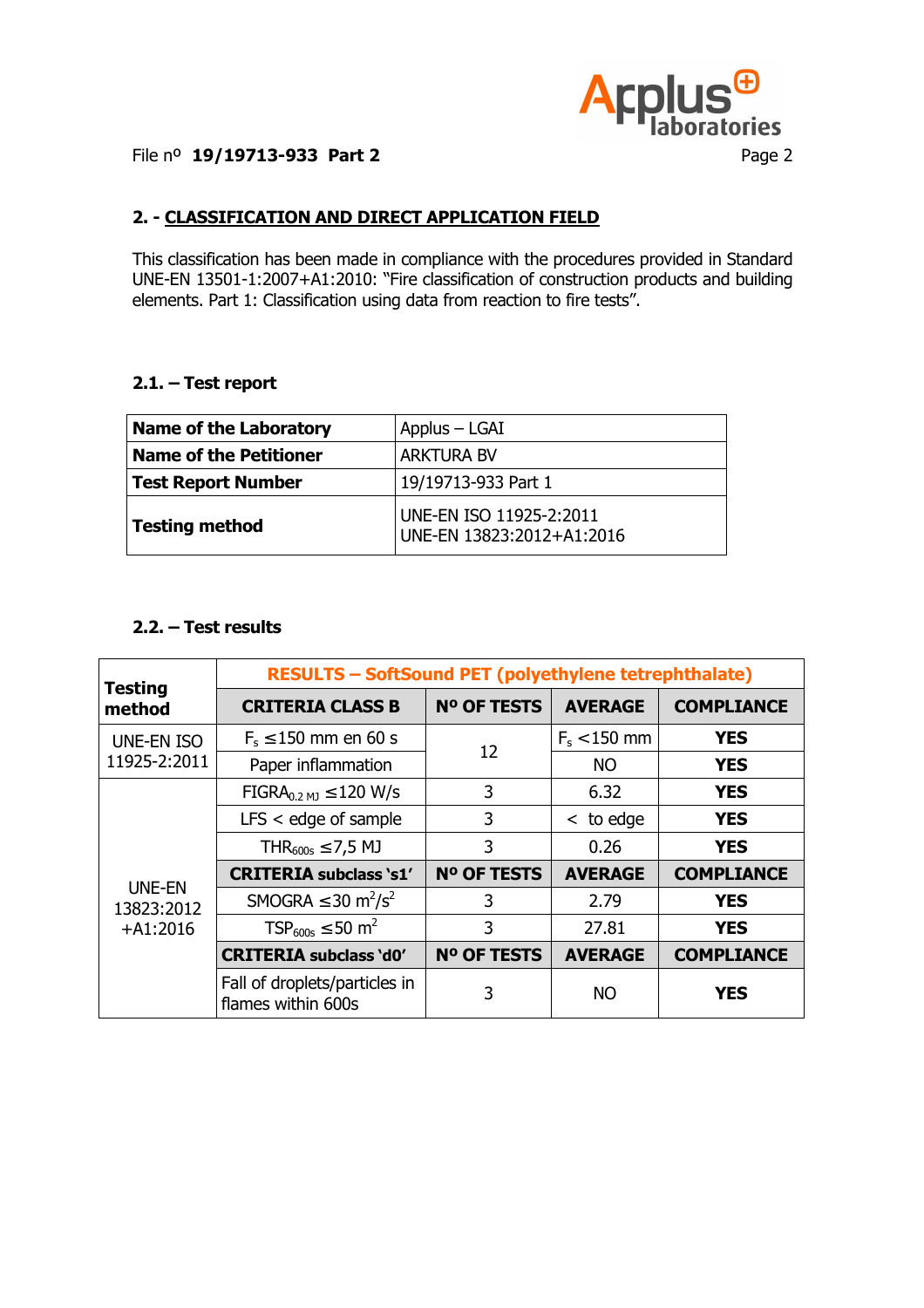File nº **19/19713-933 Part 2**

## 2. - CLASSIFICATION AND DIRECT APPLICATION FIELD

This classification has been made in compliance with the procedures provided in Standard UNE-EN 13501-1:2007+A1:2010: "Fire classification of construction products and building elements. Part 1: Classification using data from reaction to fire tests".

### 2.1. – Test report

| | |
|---|---|
| **Name of the Laboratory** | Applus – LGAI |
| **Name of the Petitioner** | ARKTURA BV |
| **Test Report Number** | 19/19713-933 Part 1 |
| **Testing method** | UNE-EN ISO 11925-2:2011<br>UNE-EN 13823:2012+A1:2016 |

### 2.2. – Test results

| **Testing method** | **RESULTS – SoftSound PET (polyethylene tetrephthalate)** | | | |
|---|---|---|---|---|
| | **CRITERIA CLASS B** | **Nº OF TESTS** | **AVERAGE** | **COMPLIANCE** |
| UNE-EN ISO 11925-2:2011 | $F_s \leq 150$ mm en 60 s | 12 | $F_s < 150$ mm | **YES** |
| | Paper inflammation | | NO | **YES** |
| UNE-EN 13823:2012 +A1:2016 | $FIGRA_{0.2\ MJ} \leq 120$ W/s | 3 | 6.32 | **YES** |
| | LFS < edge of sample | 3 | < to edge | **YES** |
| | $THR_{600s} \leq 7{,}5$ MJ | 3 | 0.26 | **YES** |
| | **CRITERIA subclass 's1'** | **Nº OF TESTS** | **AVERAGE** | **COMPLIANCE** |
| | $SMOGRA \leq 30\ m^2/s^2$ | 3 | 2.79 | **YES** |
| | $TSP_{600s} \leq 50\ m^2$ | 3 | 27.81 | **YES** |
| | **CRITERIA subclass 'd0'** | **Nº OF TESTS** | **AVERAGE** | **COMPLIANCE** |
| | Fall of droplets/particles in flames within 600s | 3 | NO | **YES** |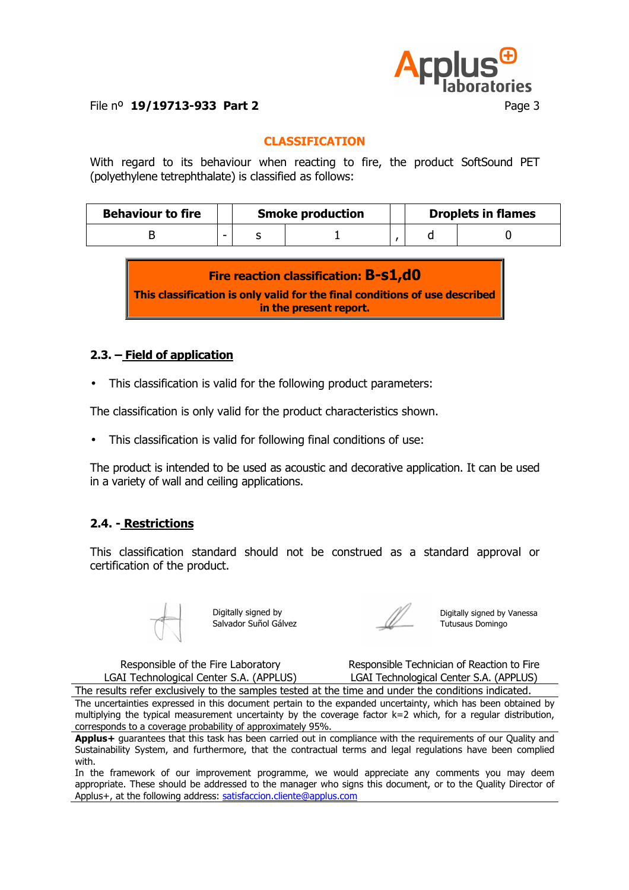## CLASSIFICATION

With regard to its behaviour when reacting to fire, the product SoftSound PET (polyethylene tetrephthalate) is classified as follows:

| Behaviour to fire | | Smoke production | | | Droplets in flames | |
|---|---|---|---|---|---|---|
| B | - | s | 1 | , | d | 0 |

**Fire reaction classification: B-s1,d0**
**This classification is only valid for the final conditions of use described in the present report.**

### 2.3. – Field of application

- This classification is valid for the following product parameters:

The classification is only valid for the product characteristics shown.

- This classification is valid for following final conditions of use:

The product is intended to be used as acoustic and decorative application. It can be used in a variety of wall and ceiling applications.

### 2.4. - Restrictions

This classification standard should not be construed as a standard approval or certification of the product.

Digitally signed by Salvador Suñol Gálvez

Responsible of the Fire Laboratory
LGAI Technological Center S.A. (APPLUS)

Digitally signed by Vanessa Tutusaus Domingo

Responsible Technician of Reaction to Fire
LGAI Technological Center S.A. (APPLUS)

The results refer exclusively to the samples tested at the time and under the conditions indicated.

The uncertainties expressed in this document pertain to the expanded uncertainty, which has been obtained by multiplying the typical measurement uncertainty by the coverage factor k=2 which, for a regular distribution, corresponds to a coverage probability of approximately 95%.

**Applus+** guarantees that this task has been carried out in compliance with the requirements of our Quality and Sustainability System, and furthermore, that the contractual terms and legal regulations have been complied with.

In the framework of our improvement programme, we would appreciate any comments you may deem appropriate. These should be addressed to the manager who signs this document, or to the Quality Director of Applus+, at the following address: satisfaccion.cliente@applus.com